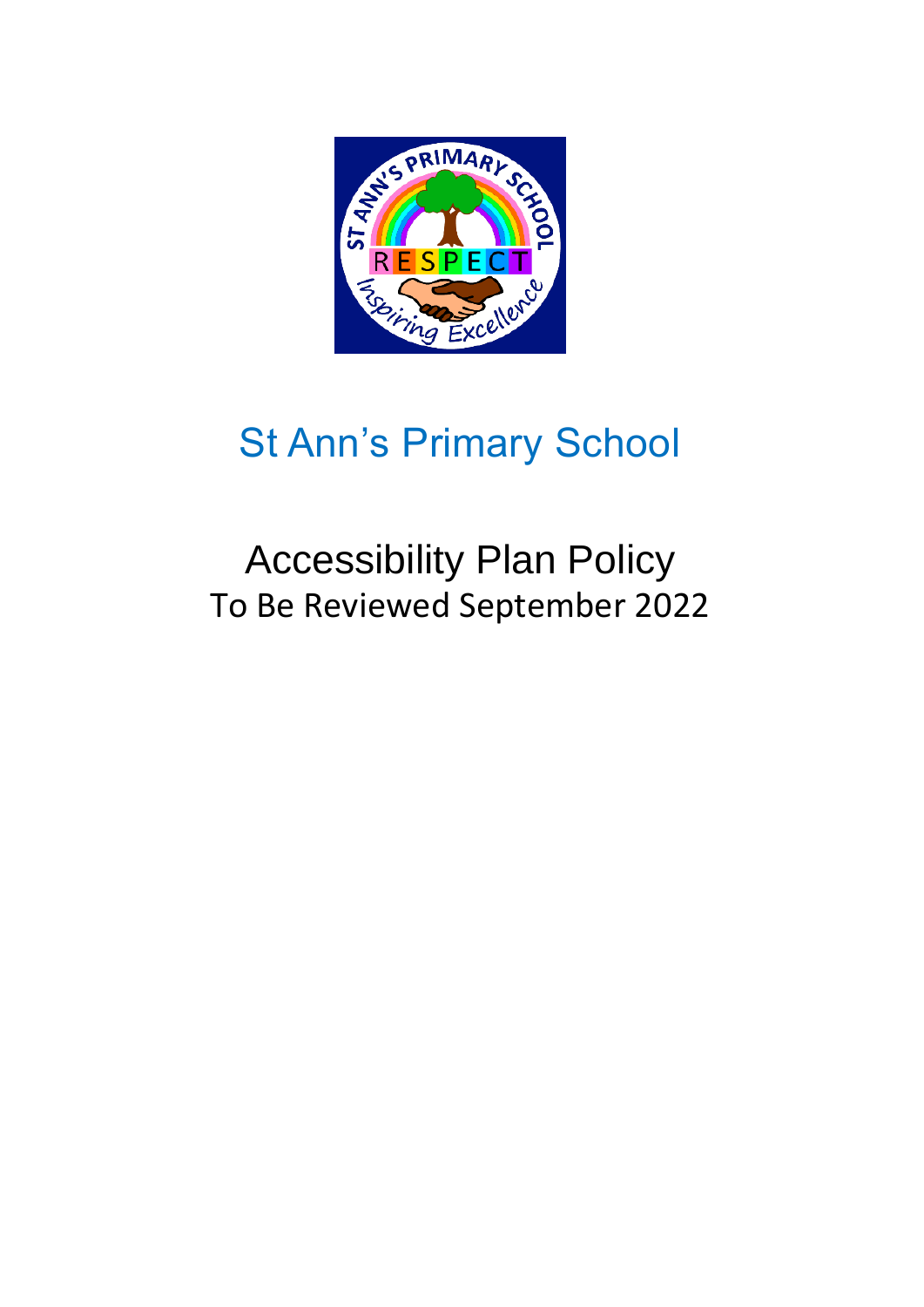# St Ann's Primary School

## Accessibility Plan Policy

To Be Reviewed September 2022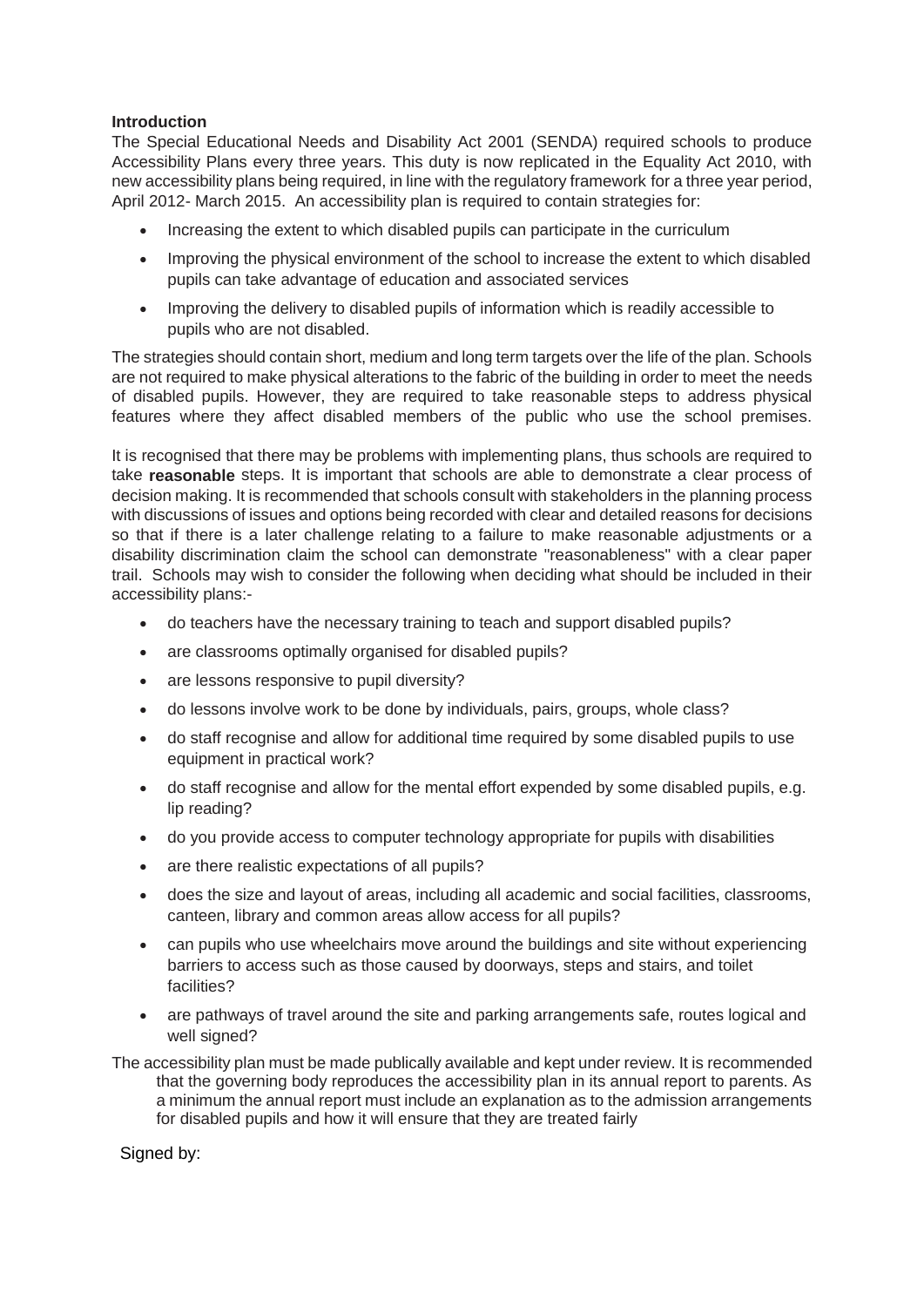**Introduction**

The Special Educational Needs and Disability Act 2001 (SENDA) required schools to produce Accessibility Plans every three years. This duty is now replicated in the Equality Act 2010, with new accessibility plans being required, in line with the regulatory framework for a three year period, April 2012- March 2015. An accessibility plan is required to contain strategies for:

- Increasing the extent to which disabled pupils can participate in the curriculum
- Improving the physical environment of the school to increase the extent to which disabled pupils can take advantage of education and associated services
- Improving the delivery to disabled pupils of information which is readily accessible to pupils who are not disabled.

The strategies should contain short, medium and long term targets over the life of the plan. Schools are not required to make physical alterations to the fabric of the building in order to meet the needs of disabled pupils. However, they are required to take reasonable steps to address physical features where they affect disabled members of the public who use the school premises.

It is recognised that there may be problems with implementing plans, thus schools are required to take **reasonable** steps. It is important that schools are able to demonstrate a clear process of decision making. It is recommended that schools consult with stakeholders in the planning process with discussions of issues and options being recorded with clear and detailed reasons for decisions so that if there is a later challenge relating to a failure to make reasonable adjustments or a disability discrimination claim the school can demonstrate "reasonableness" with a clear paper trail. Schools may wish to consider the following when deciding what should be included in their accessibility plans:-

- do teachers have the necessary training to teach and support disabled pupils?
- are classrooms optimally organised for disabled pupils?
- are lessons responsive to pupil diversity?
- do lessons involve work to be done by individuals, pairs, groups, whole class?
- do staff recognise and allow for additional time required by some disabled pupils to use equipment in practical work?
- do staff recognise and allow for the mental effort expended by some disabled pupils, e.g. lip reading?
- do you provide access to computer technology appropriate for pupils with disabilities
- are there realistic expectations of all pupils?
- does the size and layout of areas, including all academic and social facilities, classrooms, canteen, library and common areas allow access for all pupils?
- can pupils who use wheelchairs move around the buildings and site without experiencing barriers to access such as those caused by doorways, steps and stairs, and toilet facilities?
- are pathways of travel around the site and parking arrangements safe, routes logical and well signed?

The accessibility plan must be made publically available and kept under review. It is recommended that the governing body reproduces the accessibility plan in its annual report to parents. As a minimum the annual report must include an explanation as to the admission arrangements for disabled pupils and how it will ensure that they are treated fairly

Signed by: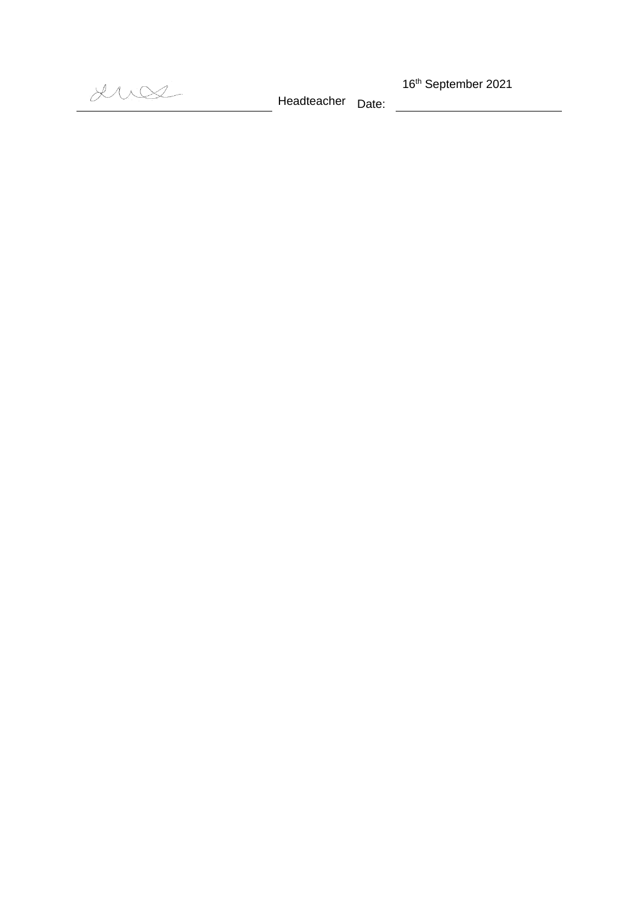Headteacher Date: 16th September 2021